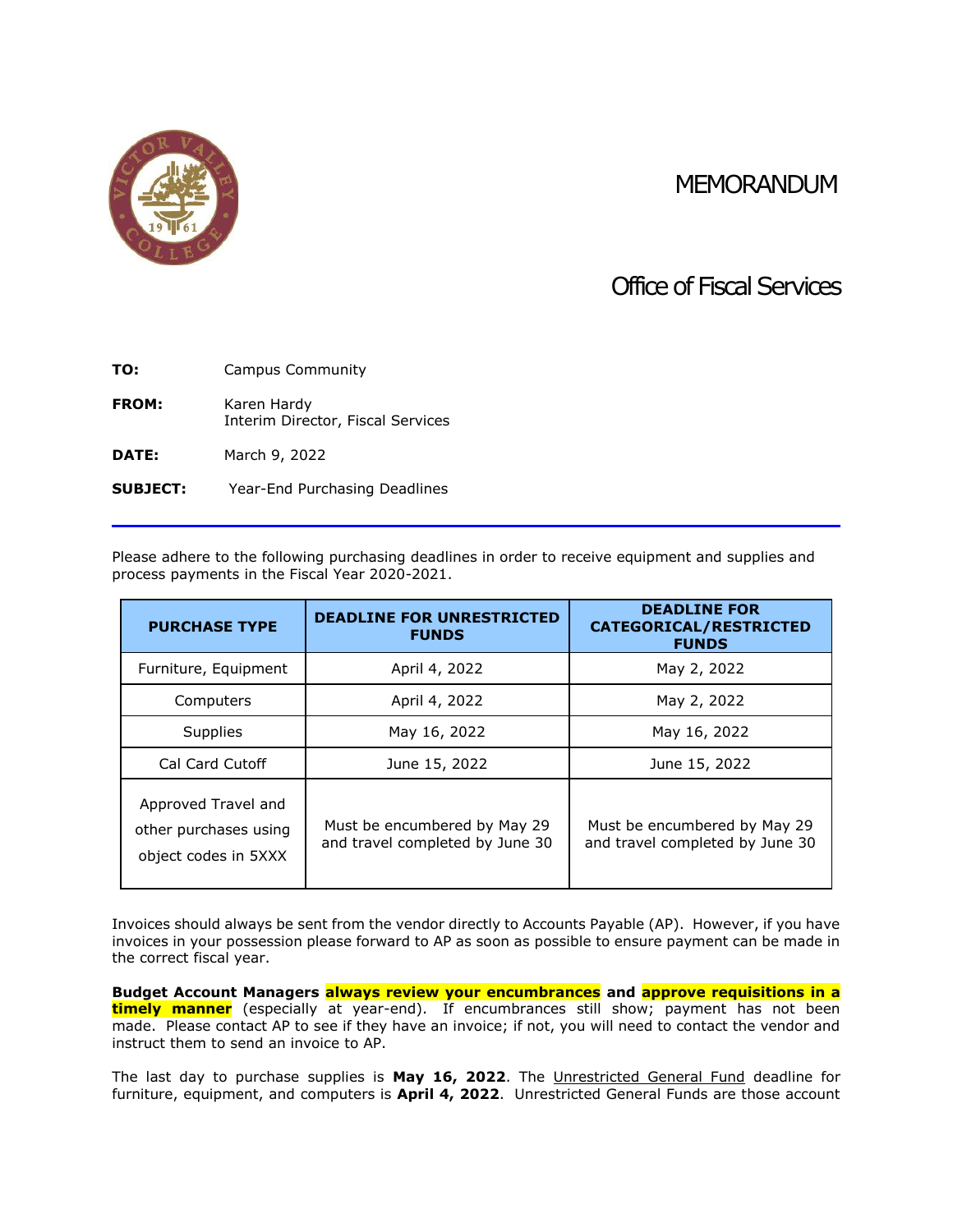# MEMORANDUM

## Office of Fiscal Services

**TO:** Campus Community

**FROM:** Karen Hardy
Interim Director, Fiscal Services

**DATE:** March 9, 2022

**SUBJECT:** Year-End Purchasing Deadlines

---

Please adhere to the following purchasing deadlines in order to receive equipment and supplies and process payments in the Fiscal Year 2020-2021.

| PURCHASE TYPE | DEADLINE FOR UNRESTRICTED FUNDS | DEADLINE FOR CATEGORICAL/RESTRICTED FUNDS |
|---|---|---|
| Furniture, Equipment | April 4, 2022 | May 2, 2022 |
| Computers | April 4, 2022 | May 2, 2022 |
| Supplies | May 16, 2022 | May 16, 2022 |
| Cal Card Cutoff | June 15, 2022 | June 15, 2022 |
| Approved Travel and other purchases using object codes in 5XXX | Must be encumbered by May 29 and travel completed by June 30 | Must be encumbered by May 29 and travel completed by June 30 |

Invoices should always be sent from the vendor directly to Accounts Payable (AP). However, if you have invoices in your possession please forward to AP as soon as possible to ensure payment can be made in the correct fiscal year.

**Budget Account Managers always review your encumbrances and approve requisitions in a timely manner** (especially at year-end). If encumbrances still show; payment has not been made. Please contact AP to see if they have an invoice; if not, you will need to contact the vendor and instruct them to send an invoice to AP.

The last day to purchase supplies is **May 16, 2022**. The Unrestricted General Fund deadline for furniture, equipment, and computers is **April 4, 2022**. Unrestricted General Funds are those account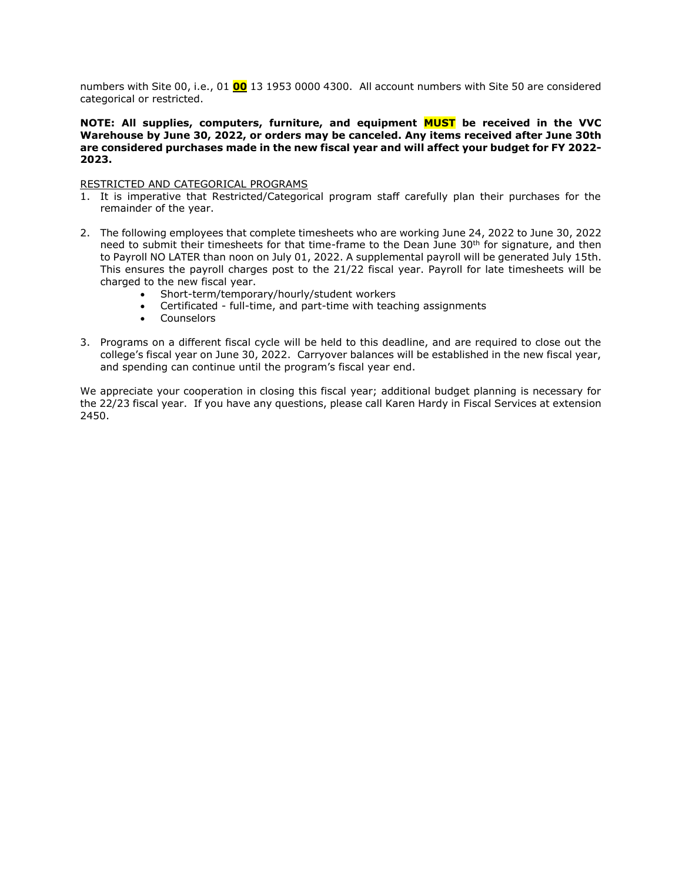numbers with Site 00, i.e., 01 **00** 13 1953 0000 4300. All account numbers with Site 50 are considered categorical or restricted.

**NOTE: All supplies, computers, furniture, and equipment MUST be received in the VVC Warehouse by June 30, 2022, or orders may be canceled. Any items received after June 30th are considered purchases made in the new fiscal year and will affect your budget for FY 2022-2023.**

RESTRICTED AND CATEGORICAL PROGRAMS

1. It is imperative that Restricted/Categorical program staff carefully plan their purchases for the remainder of the year.

2. The following employees that complete timesheets who are working June 24, 2022 to June 30, 2022 need to submit their timesheets for that time-frame to the Dean June 30th for signature, and then to Payroll NO LATER than noon on July 01, 2022. A supplemental payroll will be generated July 15th. This ensures the payroll charges post to the 21/22 fiscal year. Payroll for late timesheets will be charged to the new fiscal year.
   - Short-term/temporary/hourly/student workers
   - Certificated - full-time, and part-time with teaching assignments
   - Counselors

3. Programs on a different fiscal cycle will be held to this deadline, and are required to close out the college's fiscal year on June 30, 2022. Carryover balances will be established in the new fiscal year, and spending can continue until the program's fiscal year end.

We appreciate your cooperation in closing this fiscal year; additional budget planning is necessary for the 22/23 fiscal year. If you have any questions, please call Karen Hardy in Fiscal Services at extension 2450.